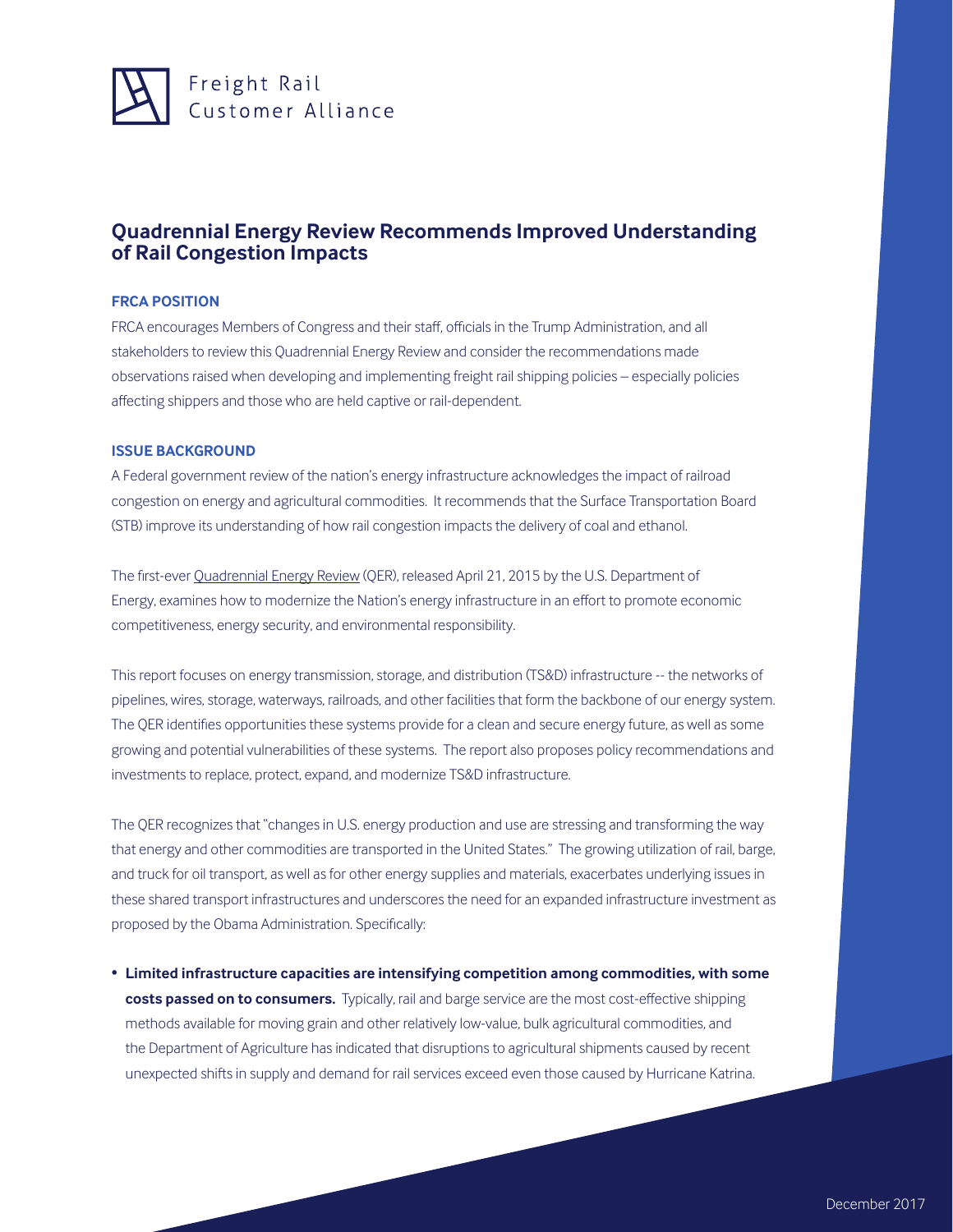Freight Rail Customer Alliance

## Quadrennial Energy Review Recommends Improved Understanding of Rail Congestion Impacts

### FRCA POSITION

FRCA encourages Members of Congress and their staff, officials in the Trump Administration, and all stakeholders to review this Quadrennial Energy Review and consider the recommendations made observations raised when developing and implementing freight rail shipping policies – especially policies affecting shippers and those who are held captive or rail-dependent.

### ISSUE BACKGROUND

A Federal government review of the nation's energy infrastructure acknowledges the impact of railroad congestion on energy and agricultural commodities. It recommends that the Surface Transportation Board (STB) improve its understanding of how rail congestion impacts the delivery of coal and ethanol.

The first-ever Quadrennial Energy Review (QER), released April 21, 2015 by the U.S. Department of Energy, examines how to modernize the Nation's energy infrastructure in an effort to promote economic competitiveness, energy security, and environmental responsibility.

This report focuses on energy transmission, storage, and distribution (TS&D) infrastructure -- the networks of pipelines, wires, storage, waterways, railroads, and other facilities that form the backbone of our energy system. The QER identifies opportunities these systems provide for a clean and secure energy future, as well as some growing and potential vulnerabilities of these systems. The report also proposes policy recommendations and investments to replace, protect, expand, and modernize TS&D infrastructure.

The QER recognizes that "changes in U.S. energy production and use are stressing and transforming the way that energy and other commodities are transported in the United States." The growing utilization of rail, barge, and truck for oil transport, as well as for other energy supplies and materials, exacerbates underlying issues in these shared transport infrastructures and underscores the need for an expanded infrastructure investment as proposed by the Obama Administration. Specifically:

- **Limited infrastructure capacities are intensifying competition among commodities, with some costs passed on to consumers.** Typically, rail and barge service are the most cost-effective shipping methods available for moving grain and other relatively low-value, bulk agricultural commodities, and the Department of Agriculture has indicated that disruptions to agricultural shipments caused by recent unexpected shifts in supply and demand for rail services exceed even those caused by Hurricane Katrina.

December 2017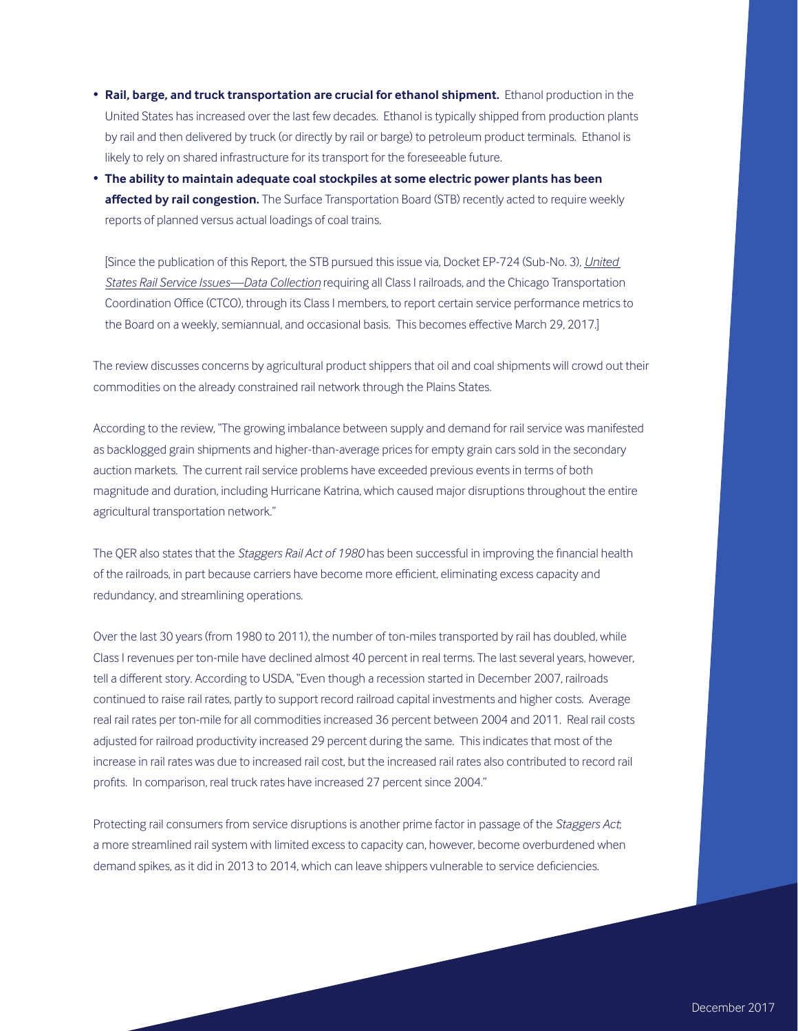- **Rail, barge, and truck transportation are crucial for ethanol shipment.** Ethanol production in the United States has increased over the last few decades. Ethanol is typically shipped from production plants by rail and then delivered by truck (or directly by rail or barge) to petroleum product terminals. Ethanol is likely to rely on shared infrastructure for its transport for the foreseeable future.
- **The ability to maintain adequate coal stockpiles at some electric power plants has been affected by rail congestion.** The Surface Transportation Board (STB) recently acted to require weekly reports of planned versus actual loadings of coal trains.

  [Since the publication of this Report, the STB pursued this issue via, Docket EP-724 (Sub-No. 3), *United States Rail Service Issues—Data Collection* requiring all Class I railroads, and the Chicago Transportation Coordination Office (CTCO), through its Class I members, to report certain service performance metrics to the Board on a weekly, semiannual, and occasional basis. This becomes effective March 29, 2017.]

The review discusses concerns by agricultural product shippers that oil and coal shipments will crowd out their commodities on the already constrained rail network through the Plains States.

According to the review, "The growing imbalance between supply and demand for rail service was manifested as backlogged grain shipments and higher-than-average prices for empty grain cars sold in the secondary auction markets. The current rail service problems have exceeded previous events in terms of both magnitude and duration, including Hurricane Katrina, which caused major disruptions throughout the entire agricultural transportation network."

The QER also states that the *Staggers Rail Act of 1980* has been successful in improving the financial health of the railroads, in part because carriers have become more efficient, eliminating excess capacity and redundancy, and streamlining operations.

Over the last 30 years (from 1980 to 2011), the number of ton-miles transported by rail has doubled, while Class I revenues per ton-mile have declined almost 40 percent in real terms. The last several years, however, tell a different story. According to USDA, "Even though a recession started in December 2007, railroads continued to raise rail rates, partly to support record railroad capital investments and higher costs. Average real rail rates per ton-mile for all commodities increased 36 percent between 2004 and 2011. Real rail costs adjusted for railroad productivity increased 29 percent during the same. This indicates that most of the increase in rail rates was due to increased rail cost, but the increased rail rates also contributed to record rail profits. In comparison, real truck rates have increased 27 percent since 2004."

Protecting rail consumers from service disruptions is another prime factor in passage of the *Staggers Act*; a more streamlined rail system with limited excess to capacity can, however, become overburdened when demand spikes, as it did in 2013 to 2014, which can leave shippers vulnerable to service deficiencies.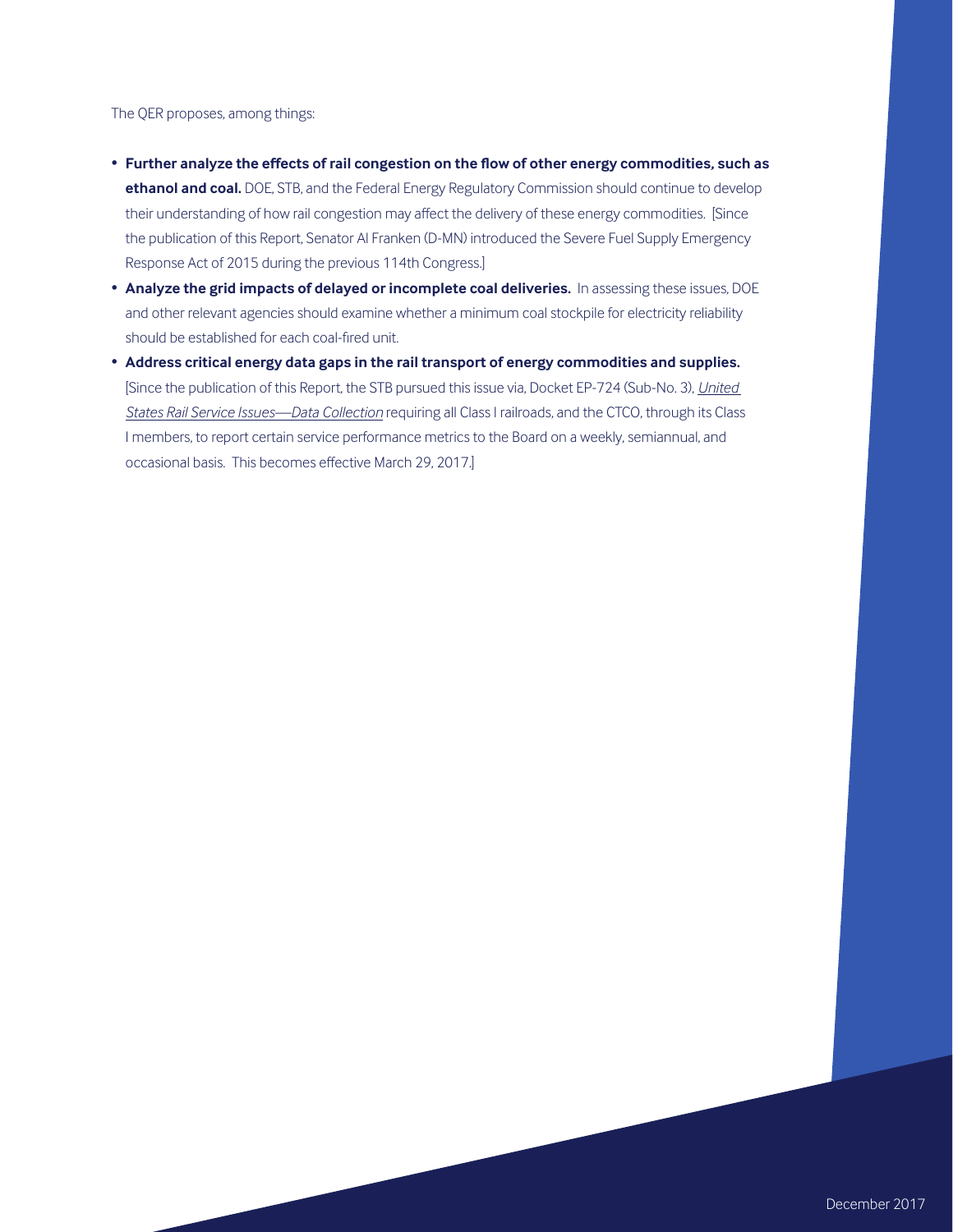The QER proposes, among things:

- **Further analyze the effects of rail congestion on the flow of other energy commodities, such as ethanol and coal.** DOE, STB, and the Federal Energy Regulatory Commission should continue to develop their understanding of how rail congestion may affect the delivery of these energy commodities. [Since the publication of this Report, Senator Al Franken (D-MN) introduced the Severe Fuel Supply Emergency Response Act of 2015 during the previous 114th Congress.]
- **Analyze the grid impacts of delayed or incomplete coal deliveries.** In assessing these issues, DOE and other relevant agencies should examine whether a minimum coal stockpile for electricity reliability should be established for each coal-fired unit.
- **Address critical energy data gaps in the rail transport of energy commodities and supplies.** [Since the publication of this Report, the STB pursued this issue via, Docket EP-724 (Sub-No. 3), *United States Rail Service Issues—Data Collection* requiring all Class I railroads, and the CTCO, through its Class I members, to report certain service performance metrics to the Board on a weekly, semiannual, and occasional basis. This becomes effective March 29, 2017.]